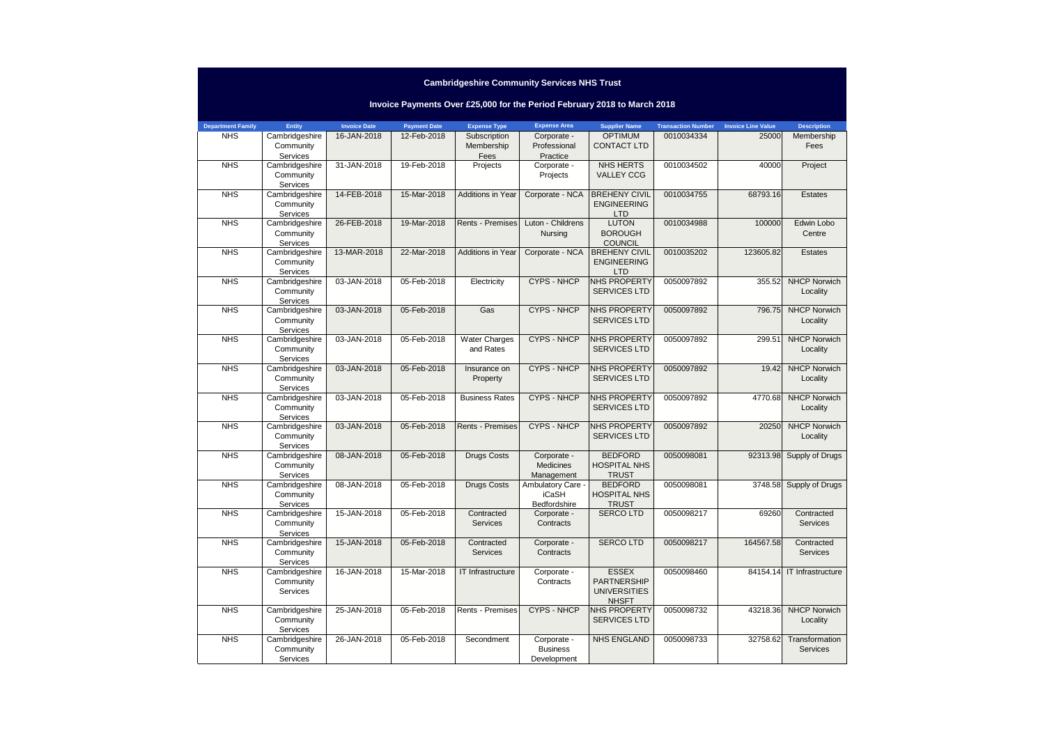# Cambridgeshire Community Services NHS Trust

## Invoice Payments Over £25,000 for the Period February 2018 to March 2018

| Department Family | Entity | Invoice Date | Payment Date | Expense Type | Expense Area | Supplier Name | Transaction Number | Invoice Line Value | Description |
|---|---|---|---|---|---|---|---|---|---|
| NHS | Cambridgeshire Community Services | 16-JAN-2018 | 12-Feb-2018 | Subscription Membership Fees | Corporate - Professional Practice | OPTIMUM CONTACT LTD | 0010034334 | 25000 | Membership Fees |
| NHS | Cambridgeshire Community Services | 31-JAN-2018 | 19-Feb-2018 | Projects | Corporate - Projects | NHS HERTS VALLEY CCG | 0010034502 | 40000 | Project |
| NHS | Cambridgeshire Community Services | 14-FEB-2018 | 15-Mar-2018 | Additions in Year | Corporate - NCA | BREHENY CIVIL ENGINEERING LTD | 0010034755 | 68793.16 | Estates |
| NHS | Cambridgeshire Community Services | 26-FEB-2018 | 19-Mar-2018 | Rents - Premises | Luton - Childrens Nursing | LUTON BOROUGH COUNCIL | 0010034988 | 100000 | Edwin Lobo Centre |
| NHS | Cambridgeshire Community Services | 13-MAR-2018 | 22-Mar-2018 | Additions in Year | Corporate - NCA | BREHENY CIVIL ENGINEERING LTD | 0010035202 | 123605.82 | Estates |
| NHS | Cambridgeshire Community Services | 03-JAN-2018 | 05-Feb-2018 | Electricity | CYPS - NHCP | NHS PROPERTY SERVICES LTD | 0050097892 | 355.52 | NHCP Norwich Locality |
| NHS | Cambridgeshire Community Services | 03-JAN-2018 | 05-Feb-2018 | Gas | CYPS - NHCP | NHS PROPERTY SERVICES LTD | 0050097892 | 796.75 | NHCP Norwich Locality |
| NHS | Cambridgeshire Community Services | 03-JAN-2018 | 05-Feb-2018 | Water Charges and Rates | CYPS - NHCP | NHS PROPERTY SERVICES LTD | 0050097892 | 299.51 | NHCP Norwich Locality |
| NHS | Cambridgeshire Community Services | 03-JAN-2018 | 05-Feb-2018 | Insurance on Property | CYPS - NHCP | NHS PROPERTY SERVICES LTD | 0050097892 | 19.42 | NHCP Norwich Locality |
| NHS | Cambridgeshire Community Services | 03-JAN-2018 | 05-Feb-2018 | Business Rates | CYPS - NHCP | NHS PROPERTY SERVICES LTD | 0050097892 | 4770.68 | NHCP Norwich Locality |
| NHS | Cambridgeshire Community Services | 03-JAN-2018 | 05-Feb-2018 | Rents - Premises | CYPS - NHCP | NHS PROPERTY SERVICES LTD | 0050097892 | 20250 | NHCP Norwich Locality |
| NHS | Cambridgeshire Community Services | 08-JAN-2018 | 05-Feb-2018 | Drugs Costs | Corporate - Medicines Management | BEDFORD HOSPITAL NHS TRUST | 0050098081 | 92313.98 | Supply of Drugs |
| NHS | Cambridgeshire Community Services | 08-JAN-2018 | 05-Feb-2018 | Drugs Costs | Ambulatory Care - iCaSH Bedfordshire | BEDFORD HOSPITAL NHS TRUST | 0050098081 | 3748.58 | Supply of Drugs |
| NHS | Cambridgeshire Community Services | 15-JAN-2018 | 05-Feb-2018 | Contracted Services | Corporate - Contracts | SERCO LTD | 0050098217 | 69260 | Contracted Services |
| NHS | Cambridgeshire Community Services | 15-JAN-2018 | 05-Feb-2018 | Contracted Services | Corporate - Contracts | SERCO LTD | 0050098217 | 164567.58 | Contracted Services |
| NHS | Cambridgeshire Community Services | 16-JAN-2018 | 15-Mar-2018 | IT Infrastructure | Corporate - Contracts | ESSEX PARTNERSHIP UNIVERSITIES NHSFT | 0050098460 | 84154.14 | IT Infrastructure |
| NHS | Cambridgeshire Community Services | 25-JAN-2018 | 05-Feb-2018 | Rents - Premises | CYPS - NHCP | NHS PROPERTY SERVICES LTD | 0050098732 | 43218.36 | NHCP Norwich Locality |
| NHS | Cambridgeshire Community Services | 26-JAN-2018 | 05-Feb-2018 | Secondment | Corporate - Business Development | NHS ENGLAND | 0050098733 | 32758.62 | Transformation Services |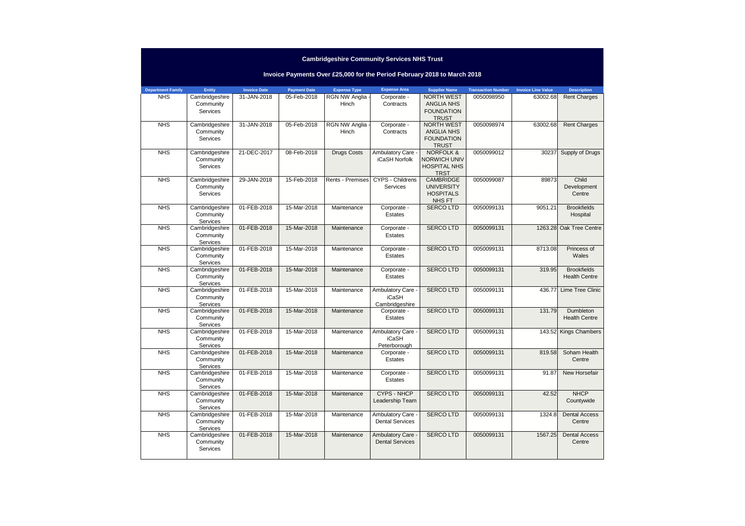# Cambridgeshire Community Services NHS Trust

## Invoice Payments Over £25,000 for the Period February 2018 to March 2018

| Department Family | Entity | Invoice Date | Payment Date | Expense Type | Expense Area | Supplier Name | Transaction Number | Invoice Line Value | Description |
|---|---|---|---|---|---|---|---|---|---|
| NHS | Cambridgeshire Community Services | 31-JAN-2018 | 05-Feb-2018 | RGN NW Anglia - Hinch | Corporate - Contracts | NORTH WEST ANGLIA NHS FOUNDATION TRUST | 0050098950 | 63002.68 | Rent Charges |
| NHS | Cambridgeshire Community Services | 31-JAN-2018 | 05-Feb-2018 | RGN NW Anglia - Hinch | Corporate - Contracts | NORTH WEST ANGLIA NHS FOUNDATION TRUST | 0050098974 | 63002.68 | Rent Charges |
| NHS | Cambridgeshire Community Services | 21-DEC-2017 | 08-Feb-2018 | Drugs Costs | Ambulatory Care - iCaSH Norfolk | NORFOLK & NORWICH UNIV HOSPITAL NHS TRST | 0050099012 | 30237 | Supply of Drugs |
| NHS | Cambridgeshire Community Services | 29-JAN-2018 | 15-Feb-2018 | Rents - Premises | CYPS - Childrens Services | CAMBRIDGE UNIVERSITY HOSPITALS NHS FT | 0050099087 | 89873 | Child Development Centre |
| NHS | Cambridgeshire Community Services | 01-FEB-2018 | 15-Mar-2018 | Maintenance | Corporate - Estates | SERCO LTD | 0050099131 | 9051.21 | Brookfields Hospital |
| NHS | Cambridgeshire Community Services | 01-FEB-2018 | 15-Mar-2018 | Maintenance | Corporate - Estates | SERCO LTD | 0050099131 | 1263.28 | Oak Tree Centre |
| NHS | Cambridgeshire Community Services | 01-FEB-2018 | 15-Mar-2018 | Maintenance | Corporate - Estates | SERCO LTD | 0050099131 | 8713.08 | Princess of Wales |
| NHS | Cambridgeshire Community Services | 01-FEB-2018 | 15-Mar-2018 | Maintenance | Corporate - Estates | SERCO LTD | 0050099131 | 319.95 | Brookfields Health Centre |
| NHS | Cambridgeshire Community Services | 01-FEB-2018 | 15-Mar-2018 | Maintenance | Ambulatory Care - iCaSH Cambridgeshire | SERCO LTD | 0050099131 | 436.77 | Lime Tree Clinic |
| NHS | Cambridgeshire Community Services | 01-FEB-2018 | 15-Mar-2018 | Maintenance | Corporate - Estates | SERCO LTD | 0050099131 | 131.79 | Dumbleton Health Centre |
| NHS | Cambridgeshire Community Services | 01-FEB-2018 | 15-Mar-2018 | Maintenance | Ambulatory Care - iCaSH Peterborough | SERCO LTD | 0050099131 | 143.52 | Kings Chambers |
| NHS | Cambridgeshire Community Services | 01-FEB-2018 | 15-Mar-2018 | Maintenance | Corporate - Estates | SERCO LTD | 0050099131 | 819.58 | Soham Health Centre |
| NHS | Cambridgeshire Community Services | 01-FEB-2018 | 15-Mar-2018 | Maintenance | Corporate - Estates | SERCO LTD | 0050099131 | 91.87 | New Horsefair |
| NHS | Cambridgeshire Community Services | 01-FEB-2018 | 15-Mar-2018 | Maintenance | CYPS - NHCP Leadership Team | SERCO LTD | 0050099131 | 42.52 | NHCP Countywide |
| NHS | Cambridgeshire Community Services | 01-FEB-2018 | 15-Mar-2018 | Maintenance | Ambulatory Care - Dental Services | SERCO LTD | 0050099131 | 1324.8 | Dental Access Centre |
| NHS | Cambridgeshire Community Services | 01-FEB-2018 | 15-Mar-2018 | Maintenance | Ambulatory Care - Dental Services | SERCO LTD | 0050099131 | 1567.25 | Dental Access Centre |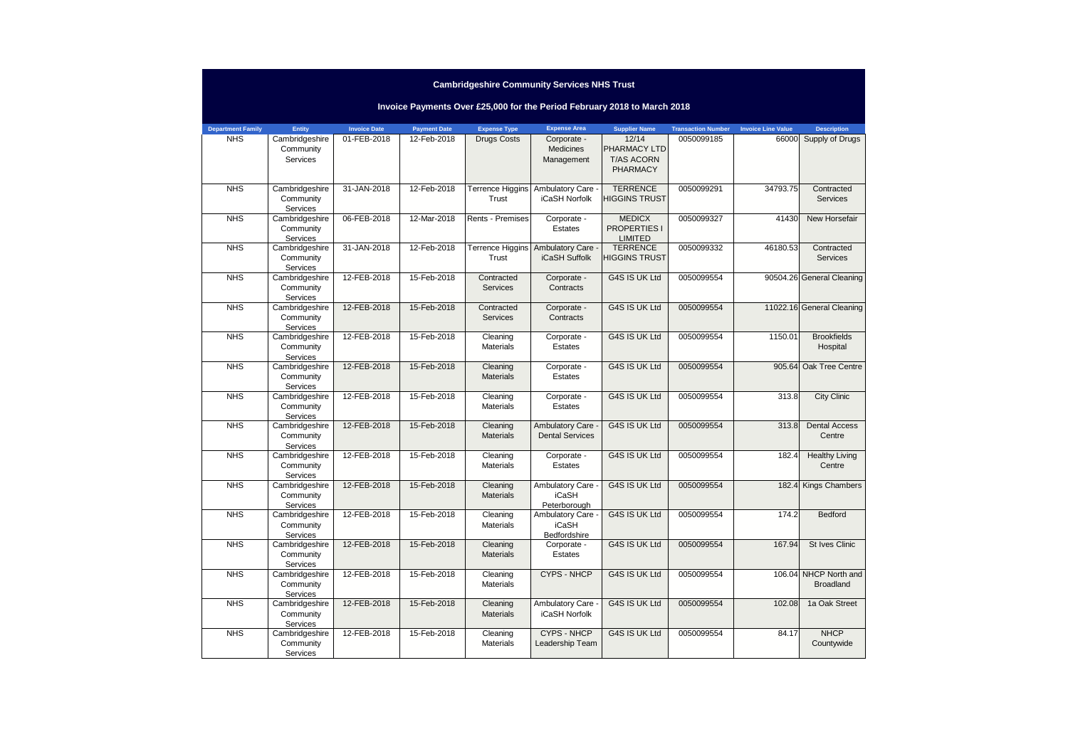## Cambridgeshire Community Services NHS Trust

### Invoice Payments Over £25,000 for the Period February 2018 to March 2018

| Department Family | Entity | Invoice Date | Payment Date | Expense Type | Expense Area | Supplier Name | Transaction Number | Invoice Line Value | Description |
|---|---|---|---|---|---|---|---|---|---|
| NHS | Cambridgeshire Community Services | 01-FEB-2018 | 12-Feb-2018 | Drugs Costs | Corporate - Medicines Management | 12/14 PHARMACY LTD T/AS ACORN PHARMACY | 0050099185 | 66000 | Supply of Drugs |
| NHS | Cambridgeshire Community Services | 31-JAN-2018 | 12-Feb-2018 | Terrence Higgins Trust | Ambulatory Care - iCaSH Norfolk | TERRENCE HIGGINS TRUST | 0050099291 | 34793.75 | Contracted Services |
| NHS | Cambridgeshire Community Services | 06-FEB-2018 | 12-Mar-2018 | Rents - Premises | Corporate - Estates | MEDICX PROPERTIES I LIMITED | 0050099327 | 41430 | New Horsefair |
| NHS | Cambridgeshire Community Services | 31-JAN-2018 | 12-Feb-2018 | Terrence Higgins Trust | Ambulatory Care - iCaSH Suffolk | TERRENCE HIGGINS TRUST | 0050099332 | 46180.53 | Contracted Services |
| NHS | Cambridgeshire Community Services | 12-FEB-2018 | 15-Feb-2018 | Contracted Services | Corporate - Contracts | G4S IS UK Ltd | 0050099554 | 90504.26 | General Cleaning |
| NHS | Cambridgeshire Community Services | 12-FEB-2018 | 15-Feb-2018 | Contracted Services | Corporate - Contracts | G4S IS UK Ltd | 0050099554 | 11022.16 | General Cleaning |
| NHS | Cambridgeshire Community Services | 12-FEB-2018 | 15-Feb-2018 | Cleaning Materials | Corporate - Estates | G4S IS UK Ltd | 0050099554 | 1150.01 | Brookfields Hospital |
| NHS | Cambridgeshire Community Services | 12-FEB-2018 | 15-Feb-2018 | Cleaning Materials | Corporate - Estates | G4S IS UK Ltd | 0050099554 | 905.64 | Oak Tree Centre |
| NHS | Cambridgeshire Community Services | 12-FEB-2018 | 15-Feb-2018 | Cleaning Materials | Corporate - Estates | G4S IS UK Ltd | 0050099554 | 313.8 | City Clinic |
| NHS | Cambridgeshire Community Services | 12-FEB-2018 | 15-Feb-2018 | Cleaning Materials | Ambulatory Care - Dental Services | G4S IS UK Ltd | 0050099554 | 313.8 | Dental Access Centre |
| NHS | Cambridgeshire Community Services | 12-FEB-2018 | 15-Feb-2018 | Cleaning Materials | Corporate - Estates | G4S IS UK Ltd | 0050099554 | 182.4 | Healthy Living Centre |
| NHS | Cambridgeshire Community Services | 12-FEB-2018 | 15-Feb-2018 | Cleaning Materials | Ambulatory Care - iCaSH Peterborough | G4S IS UK Ltd | 0050099554 | 182.4 | Kings Chambers |
| NHS | Cambridgeshire Community Services | 12-FEB-2018 | 15-Feb-2018 | Cleaning Materials | Ambulatory Care - iCaSH Bedfordshire | G4S IS UK Ltd | 0050099554 | 174.2 | Bedford |
| NHS | Cambridgeshire Community Services | 12-FEB-2018 | 15-Feb-2018 | Cleaning Materials | Corporate - Estates | G4S IS UK Ltd | 0050099554 | 167.94 | St Ives Clinic |
| NHS | Cambridgeshire Community Services | 12-FEB-2018 | 15-Feb-2018 | Cleaning Materials | CYPS - NHCP | G4S IS UK Ltd | 0050099554 | 106.04 | NHCP North and Broadland |
| NHS | Cambridgeshire Community Services | 12-FEB-2018 | 15-Feb-2018 | Cleaning Materials | Ambulatory Care - iCaSH Norfolk | G4S IS UK Ltd | 0050099554 | 102.08 | 1a Oak Street |
| NHS | Cambridgeshire Community Services | 12-FEB-2018 | 15-Feb-2018 | Cleaning Materials | CYPS - NHCP Leadership Team | G4S IS UK Ltd | 0050099554 | 84.17 | NHCP Countywide |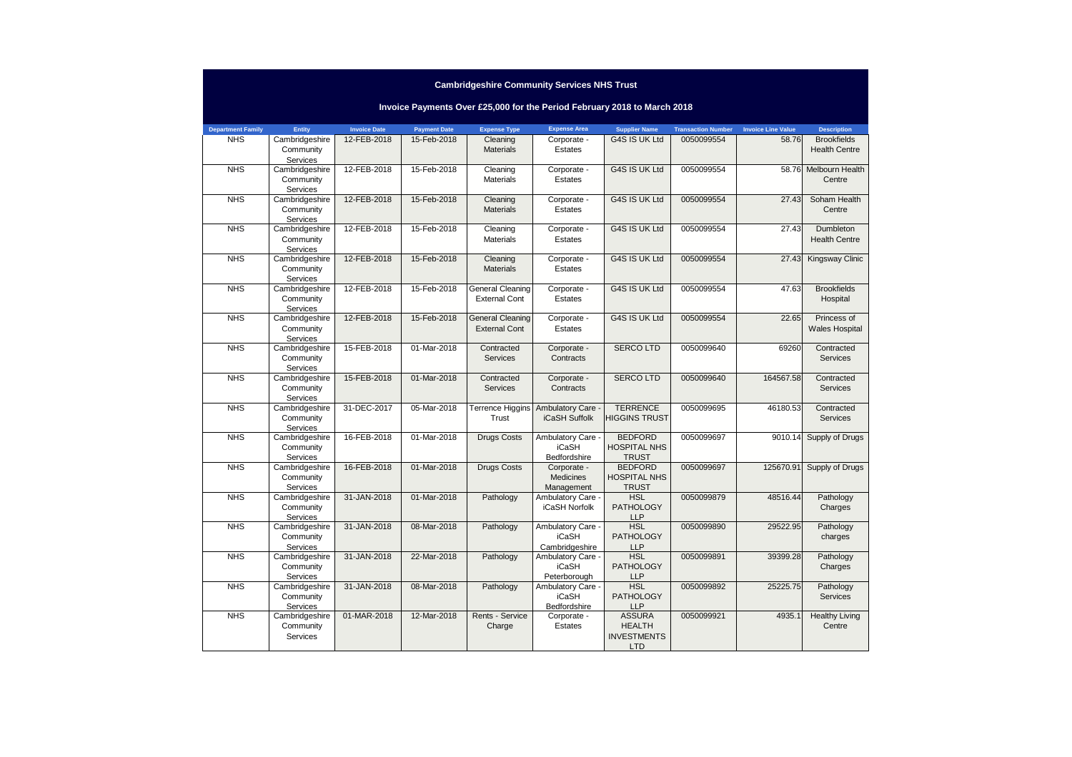# Cambridgeshire Community Services NHS Trust

## Invoice Payments Over £25,000 for the Period February 2018 to March 2018

| Department Family | Entity | Invoice Date | Payment Date | Expense Type | Expense Area | Supplier Name | Transaction Number | Invoice Line Value | Description |
|---|---|---|---|---|---|---|---|---|---|
| NHS | Cambridgeshire Community Services | 12-FEB-2018 | 15-Feb-2018 | Cleaning Materials | Corporate - Estates | G4S IS UK Ltd | 0050099554 | 58.76 | Brookfields Health Centre |
| NHS | Cambridgeshire Community Services | 12-FEB-2018 | 15-Feb-2018 | Cleaning Materials | Corporate - Estates | G4S IS UK Ltd | 0050099554 | 58.76 | Melbourn Health Centre |
| NHS | Cambridgeshire Community Services | 12-FEB-2018 | 15-Feb-2018 | Cleaning Materials | Corporate - Estates | G4S IS UK Ltd | 0050099554 | 27.43 | Soham Health Centre |
| NHS | Cambridgeshire Community Services | 12-FEB-2018 | 15-Feb-2018 | Cleaning Materials | Corporate - Estates | G4S IS UK Ltd | 0050099554 | 27.43 | Dumbleton Health Centre |
| NHS | Cambridgeshire Community Services | 12-FEB-2018 | 15-Feb-2018 | Cleaning Materials | Corporate - Estates | G4S IS UK Ltd | 0050099554 | 27.43 | Kingsway Clinic |
| NHS | Cambridgeshire Community Services | 12-FEB-2018 | 15-Feb-2018 | General Cleaning External Cont | Corporate - Estates | G4S IS UK Ltd | 0050099554 | 47.63 | Brookfields Hospital |
| NHS | Cambridgeshire Community Services | 12-FEB-2018 | 15-Feb-2018 | General Cleaning External Cont | Corporate - Estates | G4S IS UK Ltd | 0050099554 | 22.65 | Princess of Wales Hospital |
| NHS | Cambridgeshire Community Services | 15-FEB-2018 | 01-Mar-2018 | Contracted Services | Corporate - Contracts | SERCO LTD | 0050099640 | 69260 | Contracted Services |
| NHS | Cambridgeshire Community Services | 15-FEB-2018 | 01-Mar-2018 | Contracted Services | Corporate - Contracts | SERCO LTD | 0050099640 | 164567.58 | Contracted Services |
| NHS | Cambridgeshire Community Services | 31-DEC-2017 | 05-Mar-2018 | Terrence Higgins Trust | Ambulatory Care - iCaSH Suffolk | TERRENCE HIGGINS TRUST | 0050099695 | 46180.53 | Contracted Services |
| NHS | Cambridgeshire Community Services | 16-FEB-2018 | 01-Mar-2018 | Drugs Costs | Ambulatory Care - iCaSH Bedfordshire | BEDFORD HOSPITAL NHS TRUST | 0050099697 | 9010.14 | Supply of Drugs |
| NHS | Cambridgeshire Community Services | 16-FEB-2018 | 01-Mar-2018 | Drugs Costs | Corporate - Medicines Management | BEDFORD HOSPITAL NHS TRUST | 0050099697 | 125670.91 | Supply of Drugs |
| NHS | Cambridgeshire Community Services | 31-JAN-2018 | 01-Mar-2018 | Pathology | Ambulatory Care - iCaSH Norfolk | HSL PATHOLOGY LLP | 0050099879 | 48516.44 | Pathology Charges |
| NHS | Cambridgeshire Community Services | 31-JAN-2018 | 08-Mar-2018 | Pathology | Ambulatory Care - iCaSH Cambridgeshire | HSL PATHOLOGY LLP | 0050099890 | 29522.95 | Pathology charges |
| NHS | Cambridgeshire Community Services | 31-JAN-2018 | 22-Mar-2018 | Pathology | Ambulatory Care - iCaSH Peterborough | HSL PATHOLOGY LLP | 0050099891 | 39399.28 | Pathology Charges |
| NHS | Cambridgeshire Community Services | 31-JAN-2018 | 08-Mar-2018 | Pathology | Ambulatory Care - iCaSH Bedfordshire | HSL PATHOLOGY LLP | 0050099892 | 25225.75 | Pathology Services |
| NHS | Cambridgeshire Community Services | 01-MAR-2018 | 12-Mar-2018 | Rents - Service Charge | Corporate - Estates | ASSURA HEALTH INVESTMENTS LTD | 0050099921 | 4935.1 | Healthy Living Centre |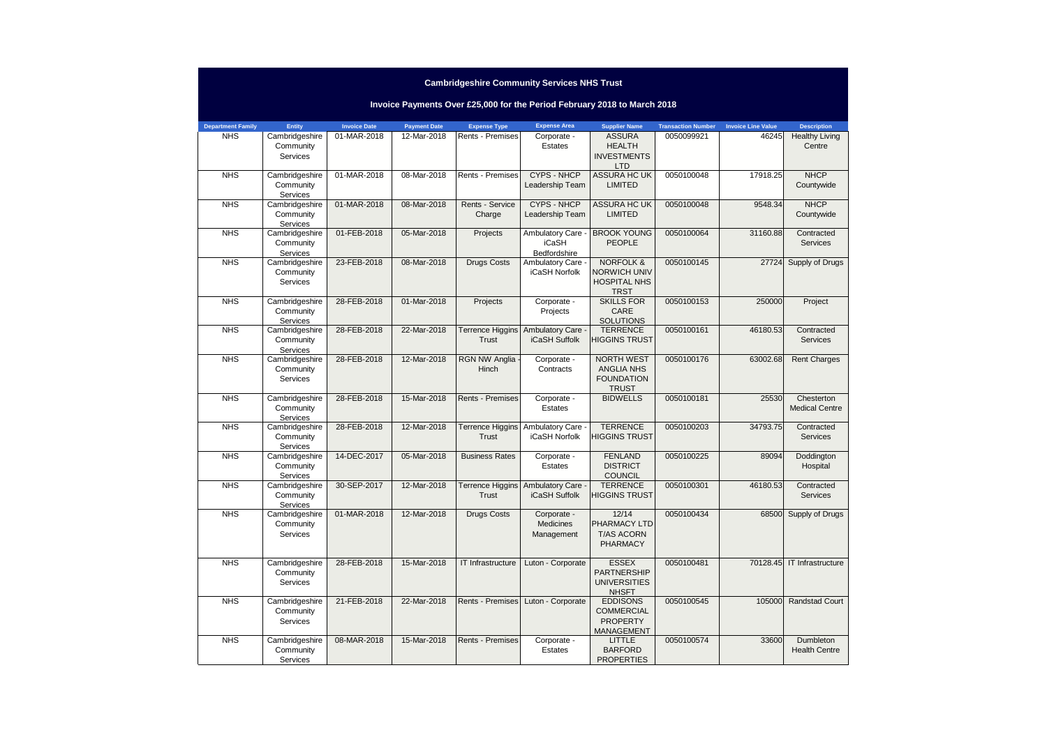# Cambridgeshire Community Services NHS Trust

## Invoice Payments Over £25,000 for the Period February 2018 to March 2018

| Department Family | Entity | Invoice Date | Payment Date | Expense Type | Expense Area | Supplier Name | Transaction Number | Invoice Line Value | Description |
|---|---|---|---|---|---|---|---|---|---|
| NHS | Cambridgeshire Community Services | 01-MAR-2018 | 12-Mar-2018 | Rents - Premises | Corporate - Estates | ASSURA HEALTH INVESTMENTS LTD | 0050099921 | 46245 | Healthy Living Centre |
| NHS | Cambridgeshire Community Services | 01-MAR-2018 | 08-Mar-2018 | Rents - Premises | CYPS - NHCP Leadership Team | ASSURA HC UK LIMITED | 0050100048 | 17918.25 | NHCP Countywide |
| NHS | Cambridgeshire Community Services | 01-MAR-2018 | 08-Mar-2018 | Rents - Service Charge | CYPS - NHCP Leadership Team | ASSURA HC UK LIMITED | 0050100048 | 9548.34 | NHCP Countywide |
| NHS | Cambridgeshire Community Services | 01-FEB-2018 | 05-Mar-2018 | Projects | Ambulatory Care - iCaSH Bedfordshire | BROOK YOUNG PEOPLE | 0050100064 | 31160.88 | Contracted Services |
| NHS | Cambridgeshire Community Services | 23-FEB-2018 | 08-Mar-2018 | Drugs Costs | Ambulatory Care - iCaSH Norfolk | NORFOLK & NORWICH UNIV HOSPITAL NHS TRST | 0050100145 | 27724 | Supply of Drugs |
| NHS | Cambridgeshire Community Services | 28-FEB-2018 | 01-Mar-2018 | Projects | Corporate - Projects | SKILLS FOR CARE SOLUTIONS | 0050100153 | 250000 | Project |
| NHS | Cambridgeshire Community Services | 28-FEB-2018 | 22-Mar-2018 | Terrence Higgins Trust | Ambulatory Care - iCaSH Suffolk | TERRENCE HIGGINS TRUST | 0050100161 | 46180.53 | Contracted Services |
| NHS | Cambridgeshire Community Services | 28-FEB-2018 | 12-Mar-2018 | RGN NW Anglia - Hinch | Corporate - Contracts | NORTH WEST ANGLIA NHS FOUNDATION TRUST | 0050100176 | 63002.68 | Rent Charges |
| NHS | Cambridgeshire Community Services | 28-FEB-2018 | 15-Mar-2018 | Rents - Premises | Corporate - Estates | BIDWELLS | 0050100181 | 25530 | Chesterton Medical Centre |
| NHS | Cambridgeshire Community Services | 28-FEB-2018 | 12-Mar-2018 | Terrence Higgins Trust | Ambulatory Care - iCaSH Norfolk | TERRENCE HIGGINS TRUST | 0050100203 | 34793.75 | Contracted Services |
| NHS | Cambridgeshire Community Services | 14-DEC-2017 | 05-Mar-2018 | Business Rates | Corporate - Estates | FENLAND DISTRICT COUNCIL | 0050100225 | 89094 | Doddington Hospital |
| NHS | Cambridgeshire Community Services | 30-SEP-2017 | 12-Mar-2018 | Terrence Higgins Trust | Ambulatory Care - iCaSH Suffolk | TERRENCE HIGGINS TRUST | 0050100301 | 46180.53 | Contracted Services |
| NHS | Cambridgeshire Community Services | 01-MAR-2018 | 12-Mar-2018 | Drugs Costs | Corporate - Medicines Management | 12/14 PHARMACY LTD T/AS ACORN PHARMACY | 0050100434 | 68500 | Supply of Drugs |
| NHS | Cambridgeshire Community Services | 28-FEB-2018 | 15-Mar-2018 | IT Infrastructure | Luton - Corporate | ESSEX PARTNERSHIP UNIVERSITIES NHSFT | 0050100481 | 70128.45 | IT Infrastructure |
| NHS | Cambridgeshire Community Services | 21-FEB-2018 | 22-Mar-2018 | Rents - Premises | Luton - Corporate | EDDISONS COMMERCIAL PROPERTY MANAGEMENT | 0050100545 | 105000 | Randstad Court |
| NHS | Cambridgeshire Community Services | 08-MAR-2018 | 15-Mar-2018 | Rents - Premises | Corporate - Estates | LITTLE BARFORD PROPERTIES | 0050100574 | 33600 | Dumbleton Health Centre |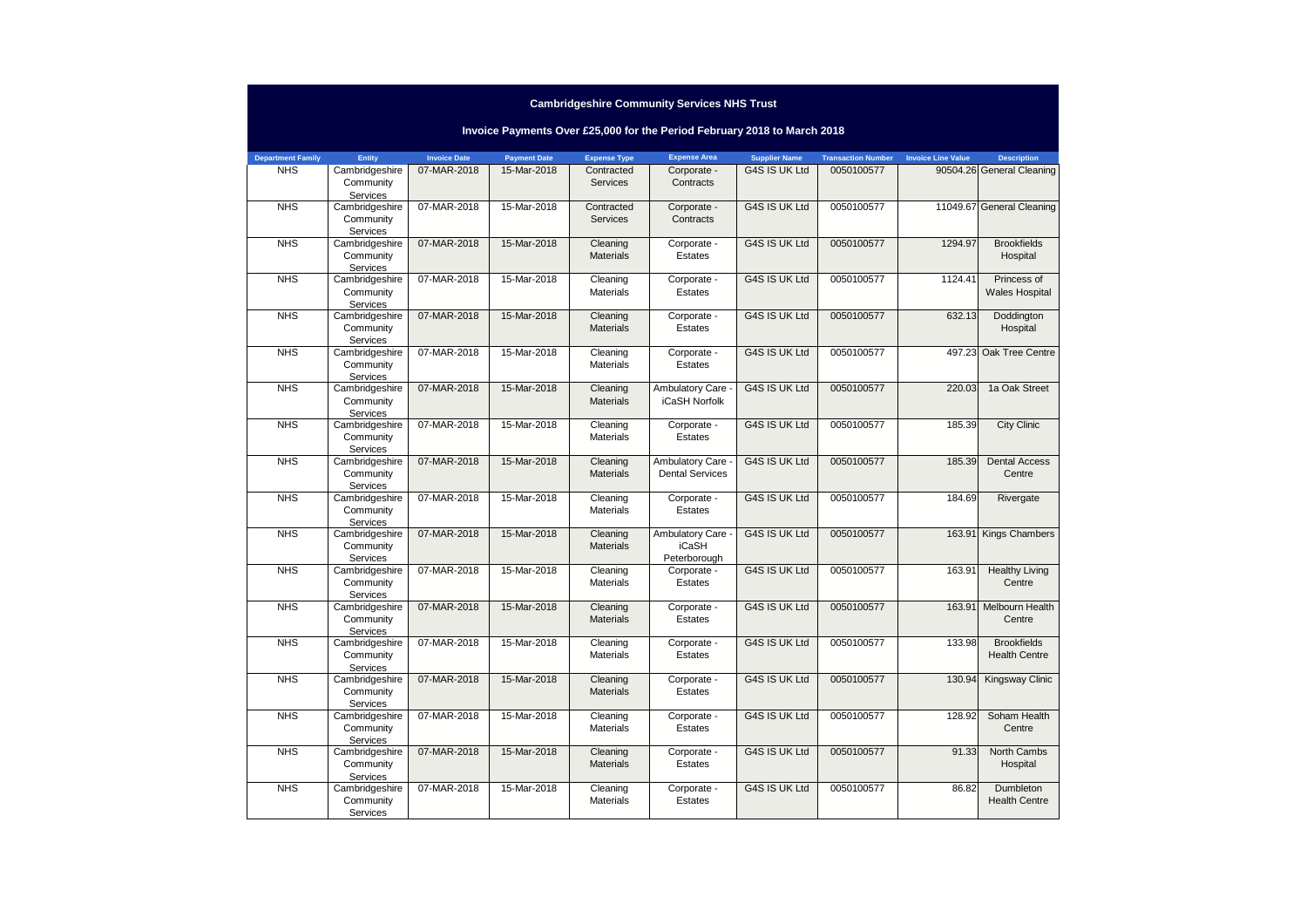# Cambridgeshire Community Services NHS Trust

## Invoice Payments Over £25,000 for the Period February 2018 to March 2018

| Department Family | Entity | Invoice Date | Payment Date | Expense Type | Expense Area | Supplier Name | Transaction Number | Invoice Line Value | Description |
|---|---|---|---|---|---|---|---|---|---|
| NHS | Cambridgeshire Community Services | 07-MAR-2018 | 15-Mar-2018 | Contracted Services | Corporate - Contracts | G4S IS UK Ltd | 0050100577 | 90504.26 | General Cleaning |
| NHS | Cambridgeshire Community Services | 07-MAR-2018 | 15-Mar-2018 | Contracted Services | Corporate - Contracts | G4S IS UK Ltd | 0050100577 | 11049.67 | General Cleaning |
| NHS | Cambridgeshire Community Services | 07-MAR-2018 | 15-Mar-2018 | Cleaning Materials | Corporate - Estates | G4S IS UK Ltd | 0050100577 | 1294.97 | Brookfields Hospital |
| NHS | Cambridgeshire Community Services | 07-MAR-2018 | 15-Mar-2018 | Cleaning Materials | Corporate - Estates | G4S IS UK Ltd | 0050100577 | 1124.41 | Princess of Wales Hospital |
| NHS | Cambridgeshire Community Services | 07-MAR-2018 | 15-Mar-2018 | Cleaning Materials | Corporate - Estates | G4S IS UK Ltd | 0050100577 | 632.13 | Doddington Hospital |
| NHS | Cambridgeshire Community Services | 07-MAR-2018 | 15-Mar-2018 | Cleaning Materials | Corporate - Estates | G4S IS UK Ltd | 0050100577 | 497.23 | Oak Tree Centre |
| NHS | Cambridgeshire Community Services | 07-MAR-2018 | 15-Mar-2018 | Cleaning Materials | Ambulatory Care - iCaSH Norfolk | G4S IS UK Ltd | 0050100577 | 220.03 | 1a Oak Street |
| NHS | Cambridgeshire Community Services | 07-MAR-2018 | 15-Mar-2018 | Cleaning Materials | Corporate - Estates | G4S IS UK Ltd | 0050100577 | 185.39 | City Clinic |
| NHS | Cambridgeshire Community Services | 07-MAR-2018 | 15-Mar-2018 | Cleaning Materials | Ambulatory Care - Dental Services | G4S IS UK Ltd | 0050100577 | 185.39 | Dental Access Centre |
| NHS | Cambridgeshire Community Services | 07-MAR-2018 | 15-Mar-2018 | Cleaning Materials | Corporate - Estates | G4S IS UK Ltd | 0050100577 | 184.69 | Rivergate |
| NHS | Cambridgeshire Community Services | 07-MAR-2018 | 15-Mar-2018 | Cleaning Materials | Ambulatory Care - iCaSH Peterborough | G4S IS UK Ltd | 0050100577 | 163.91 | Kings Chambers |
| NHS | Cambridgeshire Community Services | 07-MAR-2018 | 15-Mar-2018 | Cleaning Materials | Corporate - Estates | G4S IS UK Ltd | 0050100577 | 163.91 | Healthy Living Centre |
| NHS | Cambridgeshire Community Services | 07-MAR-2018 | 15-Mar-2018 | Cleaning Materials | Corporate - Estates | G4S IS UK Ltd | 0050100577 | 163.91 | Melbourn Health Centre |
| NHS | Cambridgeshire Community Services | 07-MAR-2018 | 15-Mar-2018 | Cleaning Materials | Corporate - Estates | G4S IS UK Ltd | 0050100577 | 133.98 | Brookfields Health Centre |
| NHS | Cambridgeshire Community Services | 07-MAR-2018 | 15-Mar-2018 | Cleaning Materials | Corporate - Estates | G4S IS UK Ltd | 0050100577 | 130.94 | Kingsway Clinic |
| NHS | Cambridgeshire Community Services | 07-MAR-2018 | 15-Mar-2018 | Cleaning Materials | Corporate - Estates | G4S IS UK Ltd | 0050100577 | 128.92 | Soham Health Centre |
| NHS | Cambridgeshire Community Services | 07-MAR-2018 | 15-Mar-2018 | Cleaning Materials | Corporate - Estates | G4S IS UK Ltd | 0050100577 | 91.33 | North Cambs Hospital |
| NHS | Cambridgeshire Community Services | 07-MAR-2018 | 15-Mar-2018 | Cleaning Materials | Corporate - Estates | G4S IS UK Ltd | 0050100577 | 86.82 | Dumbleton Health Centre |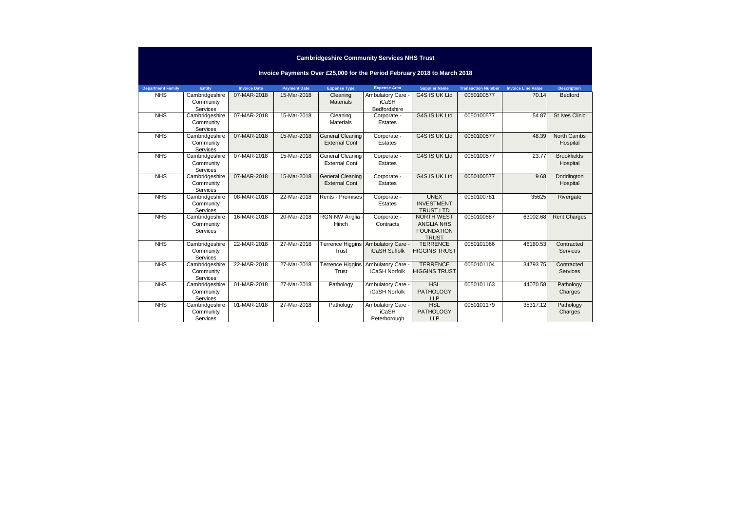## Cambridgeshire Community Services NHS Trust

### Invoice Payments Over £25,000 for the Period February 2018 to March 2018

| Department Family | Entity | Invoice Date | Payment Date | Expense Type | Expense Area | Supplier Name | Transaction Number | Invoice Line Value | Description |
|---|---|---|---|---|---|---|---|---|---|
| NHS | Cambridgeshire Community Services | 07-MAR-2018 | 15-Mar-2018 | Cleaning Materials | Ambulatory Care - iCaSH Bedfordshire | G4S IS UK Ltd | 0050100577 | 70.14 | Bedford |
| NHS | Cambridgeshire Community Services | 07-MAR-2018 | 15-Mar-2018 | Cleaning Materials | Corporate - Estates | G4S IS UK Ltd | 0050100577 | 54.87 | St Ives Clinic |
| NHS | Cambridgeshire Community Services | 07-MAR-2018 | 15-Mar-2018 | General Cleaning External Cont | Corporate - Estates | G4S IS UK Ltd | 0050100577 | 48.39 | North Cambs Hospital |
| NHS | Cambridgeshire Community Services | 07-MAR-2018 | 15-Mar-2018 | General Cleaning External Cont | Corporate - Estates | G4S IS UK Ltd | 0050100577 | 23.77 | Brookfields Hospital |
| NHS | Cambridgeshire Community Services | 07-MAR-2018 | 15-Mar-2018 | General Cleaning External Cont | Corporate - Estates | G4S IS UK Ltd | 0050100577 | 9.68 | Doddington Hospital |
| NHS | Cambridgeshire Community Services | 08-MAR-2018 | 22-Mar-2018 | Rents - Premises | Corporate - Estates | UNEX INVESTMENT TRUST LTD | 0050100781 | 35625 | Rivergate |
| NHS | Cambridgeshire Community Services | 16-MAR-2018 | 20-Mar-2018 | RGN NW Anglia - Hinch | Corporate - Contracts | NORTH WEST ANGLIA NHS FOUNDATION TRUST | 0050100887 | 63002.68 | Rent Charges |
| NHS | Cambridgeshire Community Services | 22-MAR-2018 | 27-Mar-2018 | Terrence Higgins Trust | Ambulatory Care - iCaSH Suffolk | TERRENCE HIGGINS TRUST | 0050101066 | 46180.53 | Contracted Services |
| NHS | Cambridgeshire Community Services | 22-MAR-2018 | 27-Mar-2018 | Terrence Higgins Trust | Ambulatory Care - iCaSH Norfolk | TERRENCE HIGGINS TRUST | 0050101104 | 34793.75 | Contracted Services |
| NHS | Cambridgeshire Community Services | 01-MAR-2018 | 27-Mar-2018 | Pathology | Ambulatory Care - iCaSH Norfolk | HSL PATHOLOGY LLP | 0050101163 | 44070.58 | Pathology Charges |
| NHS | Cambridgeshire Community Services | 01-MAR-2018 | 27-Mar-2018 | Pathology | Ambulatory Care - iCaSH Peterborough | HSL PATHOLOGY LLP | 0050101179 | 35317.12 | Pathology Charges |